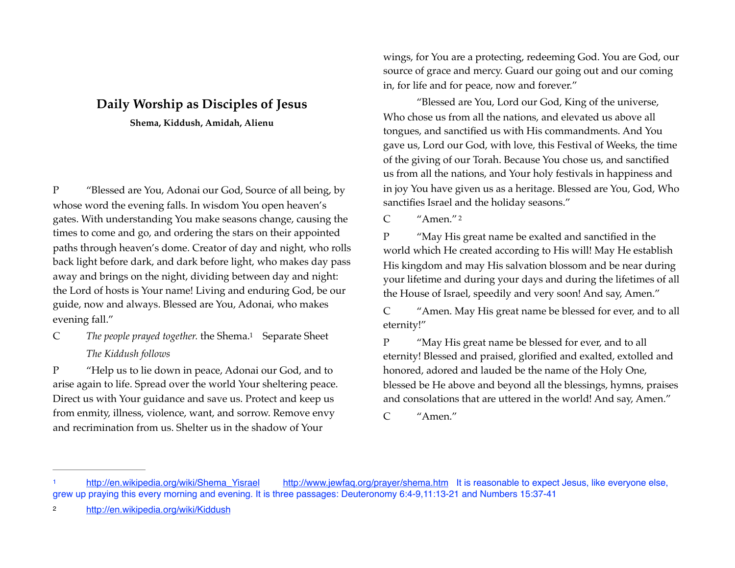# Daily Worship as Disciples of Jesus

**Shema, Kiddush, Amidah, Alienu**

P “Blessed are You, Adonai our God, Source of all being, by whose word the evening falls. In wisdom You open heaven’s gates. With understanding You make seasons change, causing the times to come and go, and ordering the stars on their appointed paths through heaven’s dome. Creator of day and night, who rolls back light before dark, and dark before light, who makes day pass away and brings on the night, dividing between day and night: the Lord of hosts is Your name! Living and enduring God, be our guide, now and always. Blessed are You, Adonai, who makes evening fall.”

C *The people prayed together.* the Shema.[1] Separate Sheet

*The Kiddush follows*

P “Help us to lie down in peace, Adonai our God, and to arise again to life. Spread over the world Your sheltering peace. Direct us with Your guidance and save us. Protect and keep us from enmity, illness, violence, want, and sorrow. Remove envy and recrimination from us. Shelter us in the shadow of Your wings, for You are a protecting, redeeming God. You are God, our source of grace and mercy. Guard our going out and our coming in, for life and for peace, now and forever.”

“Blessed are You, Lord our God, King of the universe, Who chose us from all the nations, and elevated us above all tongues, and sanctified us with His commandments. And You gave us, Lord our God, with love, this Festival of Weeks, the time of the giving of our Torah. Because You chose us, and sanctified us from all the nations, and Your holy festivals in happiness and in joy You have given us as a heritage. Blessed are You, God, Who sanctifies Israel and the holiday seasons.”

C “Amen.”[2]

P “May His great name be exalted and sanctified in the world which He created according to His will! May He establish His kingdom and may His salvation blossom and be near during your lifetime and during your days and during the lifetimes of all the House of Israel, speedily and very soon! And say, Amen.”

C “Amen. May His great name be blessed for ever, and to all eternity!”

P “May His great name be blessed for ever, and to all eternity! Blessed and praised, glorified and exalted, extolled and honored, adored and lauded be the name of the Holy One, blessed be He above and beyond all the blessings, hymns, praises and consolations that are uttered in the world! And say, Amen.”

C “Amen.”

---

[1] http://en.wikipedia.org/wiki/Shema_Yisrael http://www.jewfaq.org/prayer/shema.htm It is reasonable to expect Jesus, like everyone else, grew up praying this every morning and evening. It is three passages: Deuteronomy 6:4-9,11:13-21 and Numbers 15:37-41

[2] http://en.wikipedia.org/wiki/Kiddush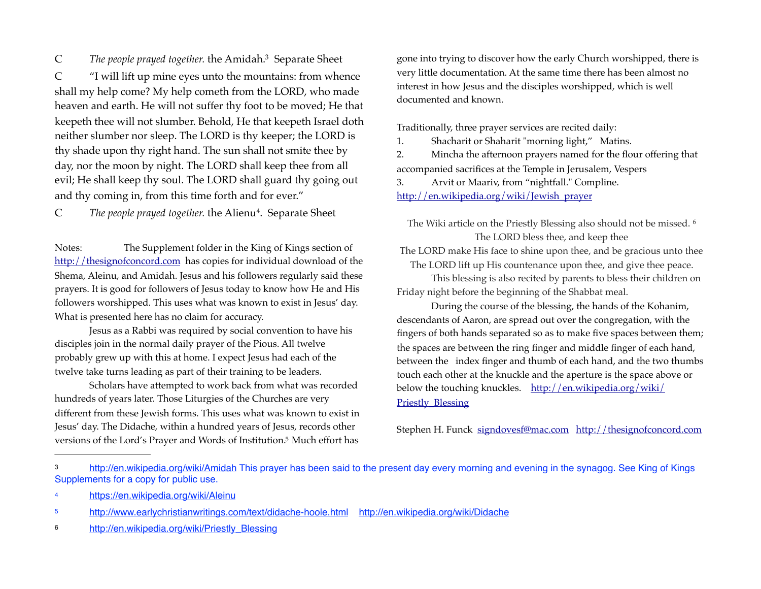C *The people prayed together.* the Amidah.[3] Separate Sheet

C "I will lift up mine eyes unto the mountains: from whence shall my help come? My help cometh from the LORD, who made heaven and earth. He will not suffer thy foot to be moved; He that keepeth thee will not slumber. Behold, He that keepeth Israel doth neither slumber nor sleep. The LORD is thy keeper; the LORD is thy shade upon thy right hand. The sun shall not smite thee by day, nor the moon by night. The LORD shall keep thee from all evil; He shall keep thy soul. The LORD shall guard thy going out and thy coming in, from this time forth and for ever."

C *The people prayed together.* the Alienu[4]. Separate Sheet

Notes: The Supplement folder in the King of Kings section of http://thesignofconcord.com has copies for individual download of the Shema, Aleinu, and Amidah. Jesus and his followers regularly said these prayers. It is good for followers of Jesus today to know how He and His followers worshipped. This uses what was known to exist in Jesus' day. What is presented here has no claim for accuracy.

Jesus as a Rabbi was required by social convention to have his disciples join in the normal daily prayer of the Pious. All twelve probably grew up with this at home. I expect Jesus had each of the twelve take turns leading as part of their training to be leaders.

Scholars have attempted to work back from what was recorded hundreds of years later. Those Liturgies of the Churches are very different from these Jewish forms. This uses what was known to exist in Jesus' day. The Didache, within a hundred years of Jesus, records other versions of the Lord's Prayer and Words of Institution.[5] Much effort has gone into trying to discover how the early Church worshipped, there is very little documentation. At the same time there has been almost no interest in how Jesus and the disciples worshipped, which is well documented and known.

Traditionally, three prayer services are recited daily:

1. Shacharit or Shaharit "morning light," Matins.
2. Mincha the afternoon prayers named for the flour offering that accompanied sacrifices at the Temple in Jerusalem, Vespers
3. Arvit or Maariv, from "nightfall." Compline.

http://en.wikipedia.org/wiki/Jewish_prayer

The Wiki article on the Priestly Blessing also should not be missed. [6]

The LORD bless thee, and keep thee
The LORD make His face to shine upon thee, and be gracious unto thee
The LORD lift up His countenance upon thee, and give thee peace.

This blessing is also recited by parents to bless their children on Friday night before the beginning of the Shabbat meal.

During the course of the blessing, the hands of the Kohanim, descendants of Aaron, are spread out over the congregation, with the fingers of both hands separated so as to make five spaces between them; the spaces are between the ring finger and middle finger of each hand, between the index finger and thumb of each hand, and the two thumbs touch each other at the knuckle and the aperture is the space above or below the touching knuckles. http://en.wikipedia.org/wiki/Priestly_Blessing

Stephen H. Funck signdovesf@mac.com http://thesignofconcord.com

---

[3] http://en.wikipedia.org/wiki/Amidah This prayer has been said to the present day every morning and evening in the synagog. See King of Kings Supplements for a copy for public use.

[4] https://en.wikipedia.org/wiki/Aleinu

[5] http://www.earlychristianwritings.com/text/didache-hoole.html http://en.wikipedia.org/wiki/Didache

[6] http://en.wikipedia.org/wiki/Priestly_Blessing